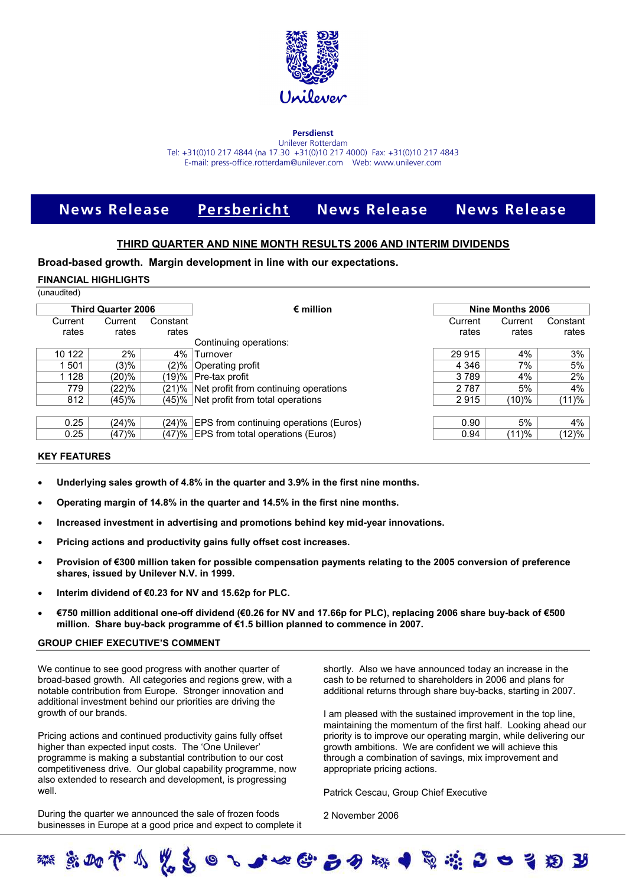**Persdienst**
Unilever Rotterdam
Tel: +31(0)10 217 4844 (na 17.30 +31(0)10 217 4000) Fax: +31(0)10 217 4843
E-mail: press-office.rotterdam@unilever.com Web: www.unilever.com

**News Release** **Persbericht** **News Release** **News Release**

# THIRD QUARTER AND NINE MONTH RESULTS 2006 AND INTERIM DIVIDENDS

**Broad-based growth. Margin development in line with our expectations.**

## FINANCIAL HIGHLIGHTS

(unaudited)

| Third Quarter 2006 | | | € million | Nine Months 2006 | | |
|---|---|---|---|---|---|---|
| Current rates | Current rates | Constant rates | | Current rates | Current rates | Constant rates |
| | | | Continuing operations: | | | |
| 10 122 | 2% | 4% | Turnover | 29 915 | 4% | 3% |
| 1 501 | (3)% | (2)% | Operating profit | 4 346 | 7% | 5% |
| 1 128 | (20)% | (19)% | Pre-tax profit | 3 789 | 4% | 2% |
| 779 | (22)% | (21)% | Net profit from continuing operations | 2 787 | 5% | 4% |
| 812 | (45)% | (45)% | Net profit from total operations | 2 915 | (10)% | (11)% |
| | | | | | | |
| 0.25 | (24)% | (24)% | EPS from continuing operations (Euros) | 0.90 | 5% | 4% |
| 0.25 | (47)% | (47)% | EPS from total operations (Euros) | 0.94 | (11)% | (12)% |

## KEY FEATURES

- **Underlying sales growth of 4.8% in the quarter and 3.9% in the first nine months.**
- **Operating margin of 14.8% in the quarter and 14.5% in the first nine months.**
- **Increased investment in advertising and promotions behind key mid-year innovations.**
- **Pricing actions and productivity gains fully offset cost increases.**
- **Provision of €300 million taken for possible compensation payments relating to the 2005 conversion of preference shares, issued by Unilever N.V. in 1999.**
- **Interim dividend of €0.23 for NV and 15.62p for PLC.**
- **€750 million additional one-off dividend (€0.26 for NV and 17.66p for PLC), replacing 2006 share buy-back of €500 million. Share buy-back programme of €1.5 billion planned to commence in 2007.**

## GROUP CHIEF EXECUTIVE'S COMMENT

We continue to see good progress with another quarter of broad-based growth. All categories and regions grew, with a notable contribution from Europe. Stronger innovation and additional investment behind our priorities are driving the growth of our brands.

Pricing actions and continued productivity gains fully offset higher than expected input costs. The 'One Unilever' programme is making a substantial contribution to our cost competitiveness drive. Our global capability programme, now also extended to research and development, is progressing well.

During the quarter we announced the sale of frozen foods businesses in Europe at a good price and expect to complete it shortly. Also we have announced today an increase in the cash to be returned to shareholders in 2006 and plans for additional returns through share buy-backs, starting in 2007.

I am pleased with the sustained improvement in the top line, maintaining the momentum of the first half. Looking ahead our priority is to improve our operating margin, while delivering our growth ambitions. We are confident we will achieve this through a combination of savings, mix improvement and appropriate pricing actions.

Patrick Cescau, Group Chief Executive

2 November 2006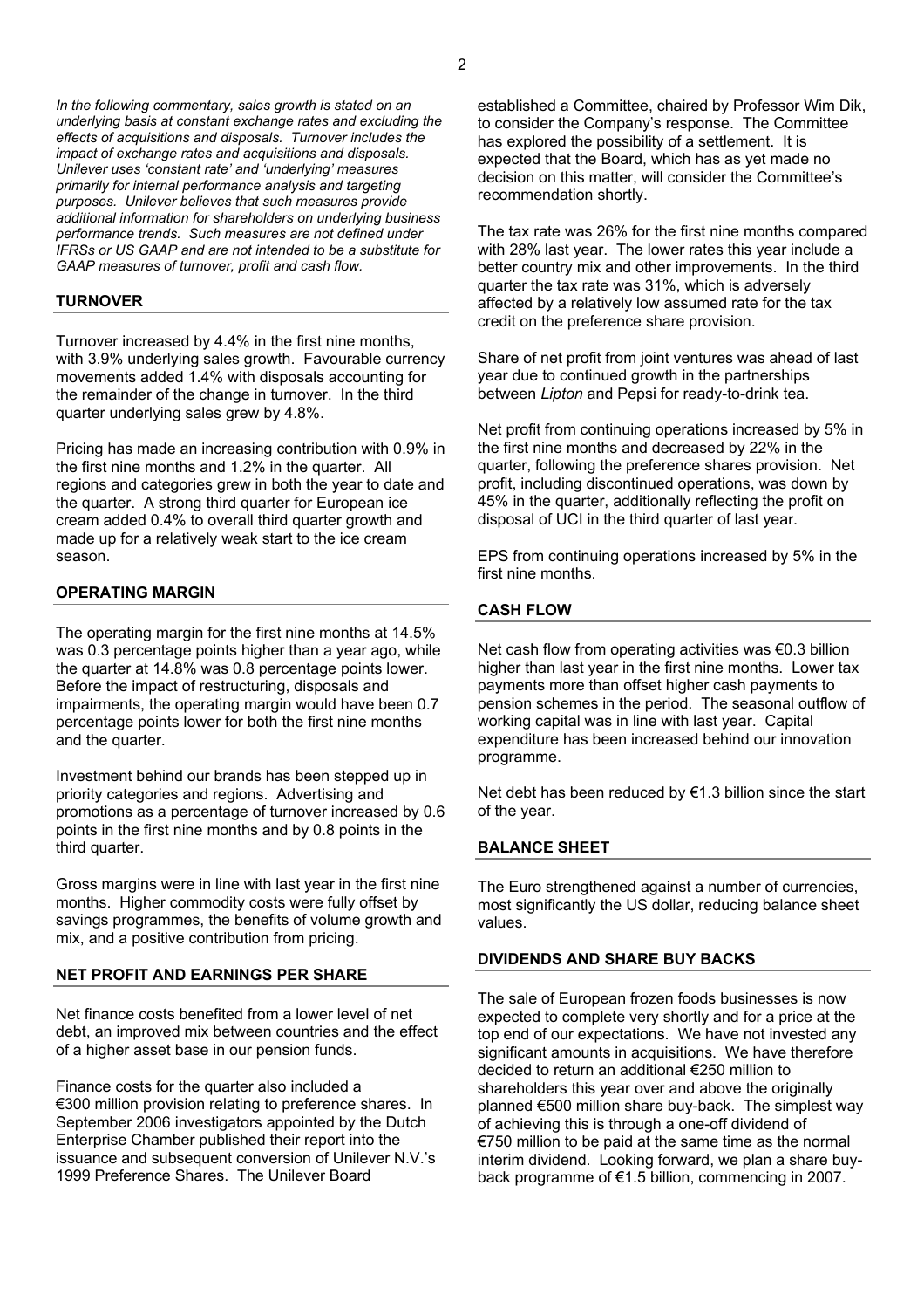*In the following commentary, sales growth is stated on an underlying basis at constant exchange rates and excluding the effects of acquisitions and disposals. Turnover includes the impact of exchange rates and acquisitions and disposals. Unilever uses 'constant rate' and 'underlying' measures primarily for internal performance analysis and targeting purposes. Unilever believes that such measures provide additional information for shareholders on underlying business performance trends. Such measures are not defined under IFRSs or US GAAP and are not intended to be a substitute for GAAP measures of turnover, profit and cash flow.*

## TURNOVER

Turnover increased by 4.4% in the first nine months, with 3.9% underlying sales growth. Favourable currency movements added 1.4% with disposals accounting for the remainder of the change in turnover. In the third quarter underlying sales grew by 4.8%.

Pricing has made an increasing contribution with 0.9% in the first nine months and 1.2% in the quarter. All regions and categories grew in both the year to date and the quarter. A strong third quarter for European ice cream added 0.4% to overall third quarter growth and made up for a relatively weak start to the ice cream season.

## OPERATING MARGIN

The operating margin for the first nine months at 14.5% was 0.3 percentage points higher than a year ago, while the quarter at 14.8% was 0.8 percentage points lower. Before the impact of restructuring, disposals and impairments, the operating margin would have been 0.7 percentage points lower for both the first nine months and the quarter.

Investment behind our brands has been stepped up in priority categories and regions. Advertising and promotions as a percentage of turnover increased by 0.6 points in the first nine months and by 0.8 points in the third quarter.

Gross margins were in line with last year in the first nine months. Higher commodity costs were fully offset by savings programmes, the benefits of volume growth and mix, and a positive contribution from pricing.

## NET PROFIT AND EARNINGS PER SHARE

Net finance costs benefited from a lower level of net debt, an improved mix between countries and the effect of a higher asset base in our pension funds.

Finance costs for the quarter also included a €300 million provision relating to preference shares. In September 2006 investigators appointed by the Dutch Enterprise Chamber published their report into the issuance and subsequent conversion of Unilever N.V.'s 1999 Preference Shares. The Unilever Board established a Committee, chaired by Professor Wim Dik, to consider the Company's response. The Committee has explored the possibility of a settlement. It is expected that the Board, which has as yet made no decision on this matter, will consider the Committee's recommendation shortly.

The tax rate was 26% for the first nine months compared with 28% last year. The lower rates this year include a better country mix and other improvements. In the third quarter the tax rate was 31%, which is adversely affected by a relatively low assumed rate for the tax credit on the preference share provision.

Share of net profit from joint ventures was ahead of last year due to continued growth in the partnerships between *Lipton* and Pepsi for ready-to-drink tea.

Net profit from continuing operations increased by 5% in the first nine months and decreased by 22% in the quarter, following the preference shares provision. Net profit, including discontinued operations, was down by 45% in the quarter, additionally reflecting the profit on disposal of UCI in the third quarter of last year.

EPS from continuing operations increased by 5% in the first nine months.

## CASH FLOW

Net cash flow from operating activities was €0.3 billion higher than last year in the first nine months. Lower tax payments more than offset higher cash payments to pension schemes in the period. The seasonal outflow of working capital was in line with last year. Capital expenditure has been increased behind our innovation programme.

Net debt has been reduced by €1.3 billion since the start of the year.

## BALANCE SHEET

The Euro strengthened against a number of currencies, most significantly the US dollar, reducing balance sheet values.

## DIVIDENDS AND SHARE BUY BACKS

The sale of European frozen foods businesses is now expected to complete very shortly and for a price at the top end of our expectations. We have not invested any significant amounts in acquisitions. We have therefore decided to return an additional €250 million to shareholders this year over and above the originally planned €500 million share buy-back. The simplest way of achieving this is through a one-off dividend of €750 million to be paid at the same time as the normal interim dividend. Looking forward, we plan a share buy-back programme of €1.5 billion, commencing in 2007.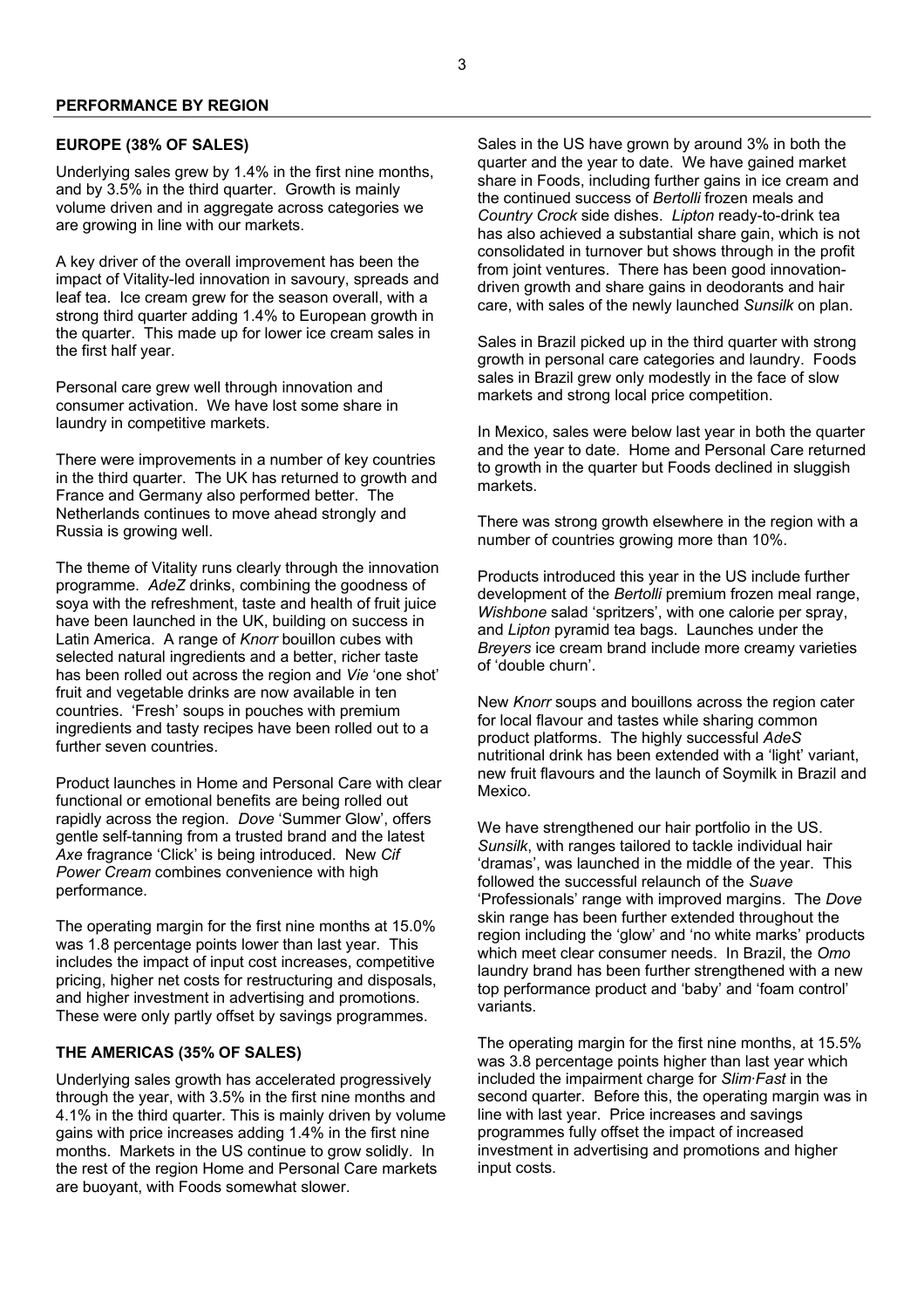## PERFORMANCE BY REGION

### EUROPE (38% OF SALES)

Underlying sales grew by 1.4% in the first nine months, and by 3.5% in the third quarter. Growth is mainly volume driven and in aggregate across categories we are growing in line with our markets.

A key driver of the overall improvement has been the impact of Vitality-led innovation in savoury, spreads and leaf tea. Ice cream grew for the season overall, with a strong third quarter adding 1.4% to European growth in the quarter. This made up for lower ice cream sales in the first half year.

Personal care grew well through innovation and consumer activation. We have lost some share in laundry in competitive markets.

There were improvements in a number of key countries in the third quarter. The UK has returned to growth and France and Germany also performed better. The Netherlands continues to move ahead strongly and Russia is growing well.

The theme of Vitality runs clearly through the innovation programme. *AdeZ* drinks, combining the goodness of soya with the refreshment, taste and health of fruit juice have been launched in the UK, building on success in Latin America. A range of *Knorr* bouillon cubes with selected natural ingredients and a better, richer taste has been rolled out across the region and *Vie* 'one shot' fruit and vegetable drinks are now available in ten countries. 'Fresh' soups in pouches with premium ingredients and tasty recipes have been rolled out to a further seven countries.

Product launches in Home and Personal Care with clear functional or emotional benefits are being rolled out rapidly across the region. *Dove* 'Summer Glow', offers gentle self-tanning from a trusted brand and the latest *Axe* fragrance 'Click' is being introduced. New *Cif Power Cream* combines convenience with high performance.

The operating margin for the first nine months at 15.0% was 1.8 percentage points lower than last year. This includes the impact of input cost increases, competitive pricing, higher net costs for restructuring and disposals, and higher investment in advertising and promotions. These were only partly offset by savings programmes.

### THE AMERICAS (35% OF SALES)

Underlying sales growth has accelerated progressively through the year, with 3.5% in the first nine months and 4.1% in the third quarter. This is mainly driven by volume gains with price increases adding 1.4% in the first nine months. Markets in the US continue to grow solidly. In the rest of the region Home and Personal Care markets are buoyant, with Foods somewhat slower.

Sales in the US have grown by around 3% in both the quarter and the year to date. We have gained market share in Foods, including further gains in ice cream and the continued success of *Bertolli* frozen meals and *Country Crock* side dishes. *Lipton* ready-to-drink tea has also achieved a substantial share gain, which is not consolidated in turnover but shows through in the profit from joint ventures. There has been good innovation-driven growth and share gains in deodorants and hair care, with sales of the newly launched *Sunsilk* on plan.

Sales in Brazil picked up in the third quarter with strong growth in personal care categories and laundry. Foods sales in Brazil grew only modestly in the face of slow markets and strong local price competition.

In Mexico, sales were below last year in both the quarter and the year to date. Home and Personal Care returned to growth in the quarter but Foods declined in sluggish markets.

There was strong growth elsewhere in the region with a number of countries growing more than 10%.

Products introduced this year in the US include further development of the *Bertolli* premium frozen meal range, *Wishbone* salad 'spritzers', with one calorie per spray, and *Lipton* pyramid tea bags. Launches under the *Breyers* ice cream brand include more creamy varieties of 'double churn'.

New *Knorr* soups and bouillons across the region cater for local flavour and tastes while sharing common product platforms. The highly successful *AdeS* nutritional drink has been extended with a 'light' variant, new fruit flavours and the launch of Soymilk in Brazil and Mexico.

We have strengthened our hair portfolio in the US. *Sunsilk*, with ranges tailored to tackle individual hair 'dramas', was launched in the middle of the year. This followed the successful relaunch of the *Suave* 'Professionals' range with improved margins. The *Dove* skin range has been further extended throughout the region including the 'glow' and 'no white marks' products which meet clear consumer needs. In Brazil, the *Omo* laundry brand has been further strengthened with a new top performance product and 'baby' and 'foam control' variants.

The operating margin for the first nine months, at 15.5% was 3.8 percentage points higher than last year which included the impairment charge for *Slim·Fast* in the second quarter. Before this, the operating margin was in line with last year. Price increases and savings programmes fully offset the impact of increased investment in advertising and promotions and higher input costs.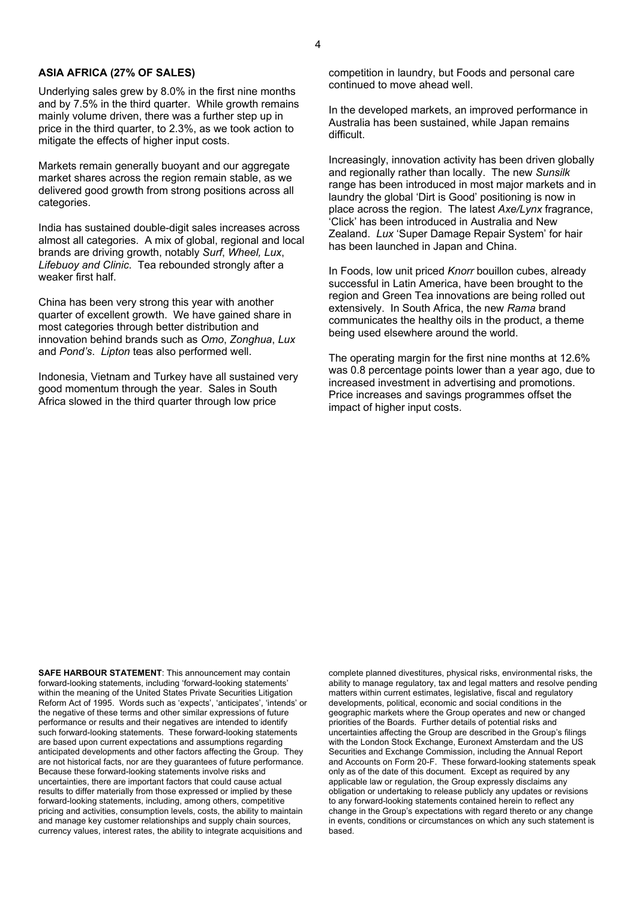**ASIA AFRICA (27% OF SALES)**

Underlying sales grew by 8.0% in the first nine months and by 7.5% in the third quarter. While growth remains mainly volume driven, there was a further step up in price in the third quarter, to 2.3%, as we took action to mitigate the effects of higher input costs.

Markets remain generally buoyant and our aggregate market shares across the region remain stable, as we delivered good growth from strong positions across all categories.

India has sustained double-digit sales increases across almost all categories. A mix of global, regional and local brands are driving growth, notably *Surf*, *Wheel, Lux*, *Lifebuoy and Clinic*. Tea rebounded strongly after a weaker first half.

China has been very strong this year with another quarter of excellent growth. We have gained share in most categories through better distribution and innovation behind brands such as *Omo*, *Zonghua*, *Lux* and *Pond's*. *Lipton* teas also performed well.

Indonesia, Vietnam and Turkey have all sustained very good momentum through the year. Sales in South Africa slowed in the third quarter through low price competition in laundry, but Foods and personal care continued to move ahead well.

In the developed markets, an improved performance in Australia has been sustained, while Japan remains difficult.

Increasingly, innovation activity has been driven globally and regionally rather than locally. The new *Sunsilk* range has been introduced in most major markets and in laundry the global 'Dirt is Good' positioning is now in place across the region. The latest *Axe/Lynx* fragrance, 'Click' has been introduced in Australia and New Zealand. *Lux* 'Super Damage Repair System' for hair has been launched in Japan and China.

In Foods, low unit priced *Knorr* bouillon cubes, already successful in Latin America, have been brought to the region and Green Tea innovations are being rolled out extensively. In South Africa, the new *Rama* brand communicates the healthy oils in the product, a theme being used elsewhere around the world.

The operating margin for the first nine months at 12.6% was 0.8 percentage points lower than a year ago, due to increased investment in advertising and promotions. Price increases and savings programmes offset the impact of higher input costs.

**SAFE HARBOUR STATEMENT**: This announcement may contain forward-looking statements, including 'forward-looking statements' within the meaning of the United States Private Securities Litigation Reform Act of 1995. Words such as 'expects', 'anticipates', 'intends' or the negative of these terms and other similar expressions of future performance or results and their negatives are intended to identify such forward-looking statements. These forward-looking statements are based upon current expectations and assumptions regarding anticipated developments and other factors affecting the Group. They are not historical facts, nor are they guarantees of future performance. Because these forward-looking statements involve risks and uncertainties, there are important factors that could cause actual results to differ materially from those expressed or implied by these forward-looking statements, including, among others, competitive pricing and activities, consumption levels, costs, the ability to maintain and manage key customer relationships and supply chain sources, currency values, interest rates, the ability to integrate acquisitions and complete planned divestitures, physical risks, environmental risks, the ability to manage regulatory, tax and legal matters and resolve pending matters within current estimates, legislative, fiscal and regulatory developments, political, economic and social conditions in the geographic markets where the Group operates and new or changed priorities of the Boards. Further details of potential risks and uncertainties affecting the Group are described in the Group's filings with the London Stock Exchange, Euronext Amsterdam and the US Securities and Exchange Commission, including the Annual Report and Accounts on Form 20-F. These forward-looking statements speak only as of the date of this document. Except as required by any applicable law or regulation, the Group expressly disclaims any obligation or undertaking to release publicly any updates or revisions to any forward-looking statements contained herein to reflect any change in the Group's expectations with regard thereto or any change in events, conditions or circumstances on which any such statement is based.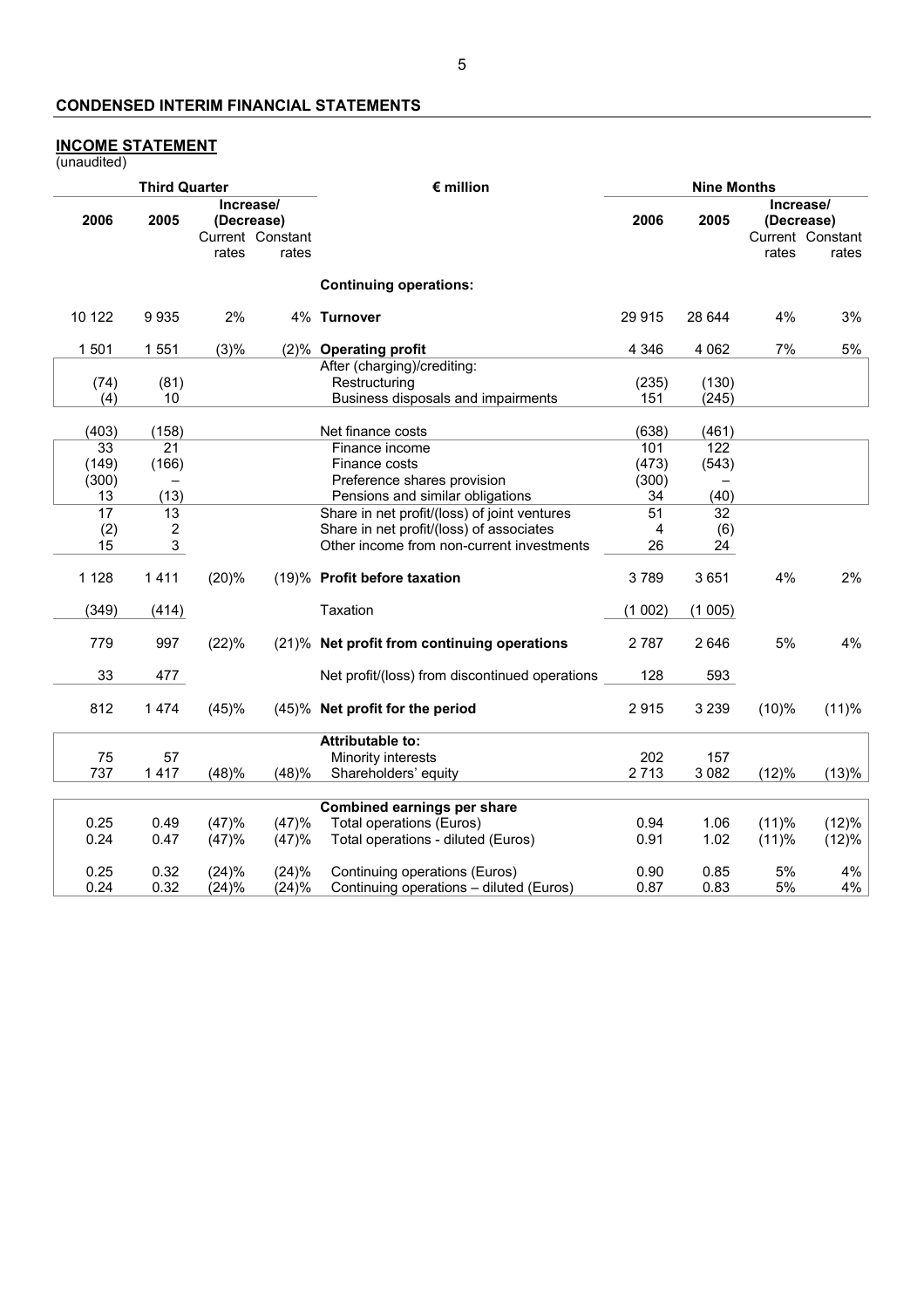## CONDENSED INTERIM FINANCIAL STATEMENTS

### INCOME STATEMENT

(unaudited)

| Third Quarter | | | | € million | Nine Months | | | |
|---|---|---|---|---|---|---|---|---|
| 2006 | 2005 | Increase/ (Decrease) Current rates | Increase/ (Decrease) Constant rates | | 2006 | 2005 | Increase/ (Decrease) Current rates | Increase/ (Decrease) Constant rates |
| | | | | **Continuing operations:** | | | | |
| 10 122 | 9 935 | 2% | 4% | **Turnover** | 29 915 | 28 644 | 4% | 3% |
| 1 501 | 1 551 | (3)% | (2)% | **Operating profit** | 4 346 | 4 062 | 7% | 5% |
| | | | | After (charging)/crediting: | | | | |
| (74) | (81) | | | Restructuring | (235) | (130) | | |
| (4) | 10 | | | Business disposals and impairments | 151 | (245) | | |
| (403) | (158) | | | Net finance costs | (638) | (461) | | |
| 33 | 21 | | | Finance income | 101 | 122 | | |
| (149) | (166) | | | Finance costs | (473) | (543) | | |
| (300) | – | | | Preference shares provision | (300) | – | | |
| 13 | (13) | | | Pensions and similar obligations | 34 | (40) | | |
| 17 | 13 | | | Share in net profit/(loss) of joint ventures | 51 | 32 | | |
| (2) | 2 | | | Share in net profit/(loss) of associates | 4 | (6) | | |
| 15 | 3 | | | Other income from non-current investments | 26 | 24 | | |
| 1 128 | 1 411 | (20)% | (19)% | **Profit before taxation** | 3 789 | 3 651 | 4% | 2% |
| (349) | (414) | | | Taxation | (1 002) | (1 005) | | |
| 779 | 997 | (22)% | (21)% | **Net profit from continuing operations** | 2 787 | 2 646 | 5% | 4% |
| 33 | 477 | | | Net profit/(loss) from discontinued operations | 128 | 593 | | |
| 812 | 1 474 | (45)% | (45)% | **Net profit for the period** | 2 915 | 3 239 | (10)% | (11)% |
| | | | | **Attributable to:** | | | | |
| 75 | 57 | | | Minority interests | 202 | 157 | | |
| 737 | 1 417 | (48)% | (48)% | Shareholders' equity | 2 713 | 3 082 | (12)% | (13)% |
| | | | | **Combined earnings per share** | | | | |
| 0.25 | 0.49 | (47)% | (47)% | Total operations (Euros) | 0.94 | 1.06 | (11)% | (12)% |
| 0.24 | 0.47 | (47)% | (47)% | Total operations - diluted (Euros) | 0.91 | 1.02 | (11)% | (12)% |
| 0.25 | 0.32 | (24)% | (24)% | Continuing operations (Euros) | 0.90 | 0.85 | 5% | 4% |
| 0.24 | 0.32 | (24)% | (24)% | Continuing operations – diluted (Euros) | 0.87 | 0.83 | 5% | 4% |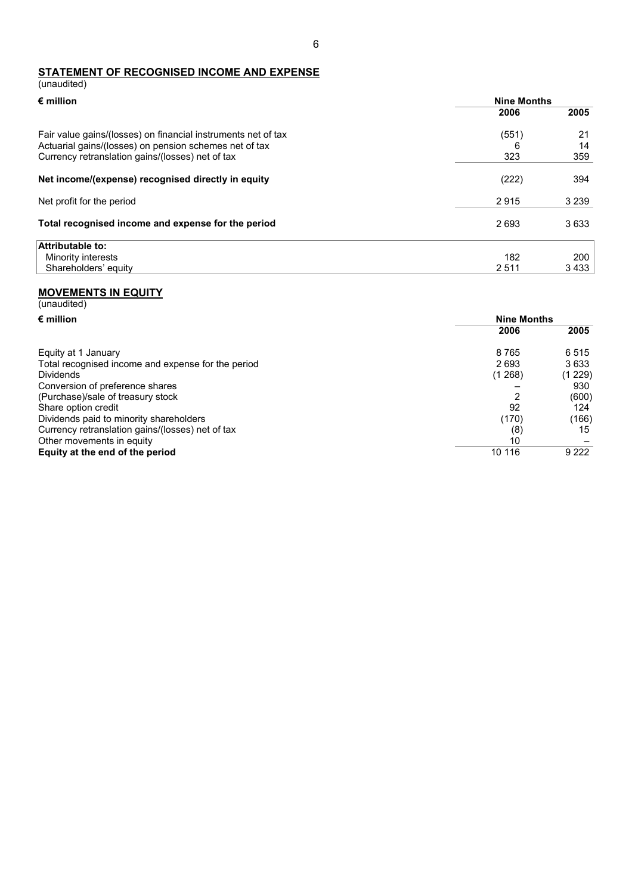## STATEMENT OF RECOGNISED INCOME AND EXPENSE

(unaudited)

| € million | Nine Months | |
|---|---|---|
| | 2006 | 2005 |
| Fair value gains/(losses) on financial instruments net of tax | (551) | 21 |
| Actuarial gains/(losses) on pension schemes net of tax | 6 | 14 |
| Currency retranslation gains/(losses) net of tax | 323 | 359 |
| **Net income/(expense) recognised directly in equity** | (222) | 394 |
| Net profit for the period | 2 915 | 3 239 |
| **Total recognised income and expense for the period** | 2 693 | 3 633 |
| **Attributable to:** | | |
| Minority interests | 182 | 200 |
| Shareholders' equity | 2 511 | 3 433 |

## MOVEMENTS IN EQUITY

(unaudited)

| € million | Nine Months | |
|---|---|---|
| | 2006 | 2005 |
| Equity at 1 January | 8 765 | 6 515 |
| Total recognised income and expense for the period | 2 693 | 3 633 |
| Dividends | (1 268) | (1 229) |
| Conversion of preference shares | – | 930 |
| (Purchase)/sale of treasury stock | 2 | (600) |
| Share option credit | 92 | 124 |
| Dividends paid to minority shareholders | (170) | (166) |
| Currency retranslation gains/(losses) net of tax | (8) | 15 |
| Other movements in equity | 10 | – |
| **Equity at the end of the period** | 10 116 | 9 222 |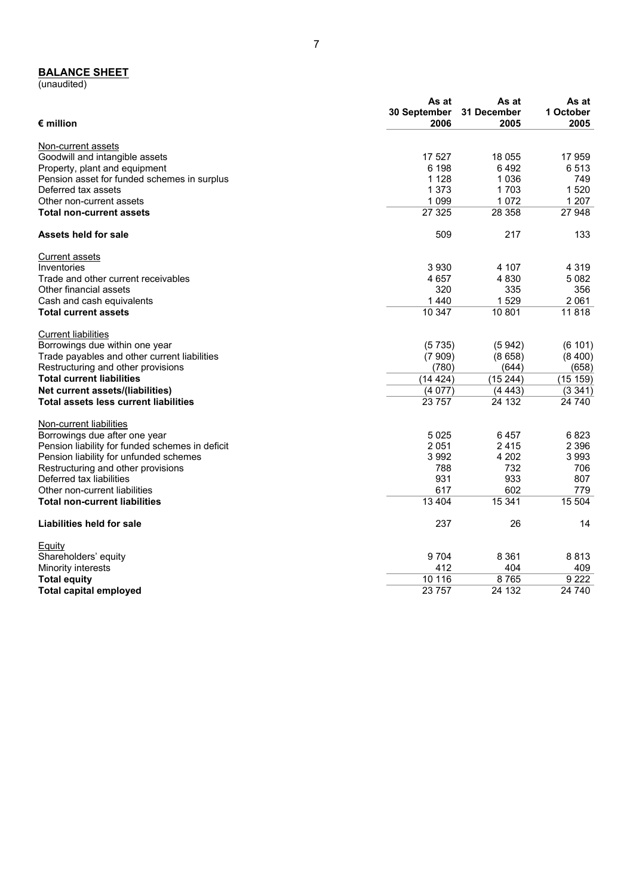## BALANCE SHEET

(unaudited)

| € million | As at 30 September 2006 | As at 31 December 2005 | As at 1 October 2005 |
|---|---|---|---|
| Non-current assets | | | |
| Goodwill and intangible assets | 17 527 | 18 055 | 17 959 |
| Property, plant and equipment | 6 198 | 6 492 | 6 513 |
| Pension asset for funded schemes in surplus | 1 128 | 1 036 | 749 |
| Deferred tax assets | 1 373 | 1 703 | 1 520 |
| Other non-current assets | 1 099 | 1 072 | 1 207 |
| **Total non-current assets** | 27 325 | 28 358 | 27 948 |
| **Assets held for sale** | 509 | 217 | 133 |
| Current assets | | | |
| Inventories | 3 930 | 4 107 | 4 319 |
| Trade and other current receivables | 4 657 | 4 830 | 5 082 |
| Other financial assets | 320 | 335 | 356 |
| Cash and cash equivalents | 1 440 | 1 529 | 2 061 |
| **Total current assets** | 10 347 | 10 801 | 11 818 |
| Current liabilities | | | |
| Borrowings due within one year | (5 735) | (5 942) | (6 101) |
| Trade payables and other current liabilities | (7 909) | (8 658) | (8 400) |
| Restructuring and other provisions | (780) | (644) | (658) |
| **Total current liabilities** | (14 424) | (15 244) | (15 159) |
| **Net current assets/(liabilities)** | (4 077) | (4 443) | (3 341) |
| **Total assets less current liabilities** | 23 757 | 24 132 | 24 740 |
| Non-current liabilities | | | |
| Borrowings due after one year | 5 025 | 6 457 | 6 823 |
| Pension liability for funded schemes in deficit | 2 051 | 2 415 | 2 396 |
| Pension liability for unfunded schemes | 3 992 | 4 202 | 3 993 |
| Restructuring and other provisions | 788 | 732 | 706 |
| Deferred tax liabilities | 931 | 933 | 807 |
| Other non-current liabilities | 617 | 602 | 779 |
| **Total non-current liabilities** | 13 404 | 15 341 | 15 504 |
| **Liabilities held for sale** | 237 | 26 | 14 |
| Equity | | | |
| Shareholders' equity | 9 704 | 8 361 | 8 813 |
| Minority interests | 412 | 404 | 409 |
| **Total equity** | 10 116 | 8 765 | 9 222 |
| **Total capital employed** | 23 757 | 24 132 | 24 740 |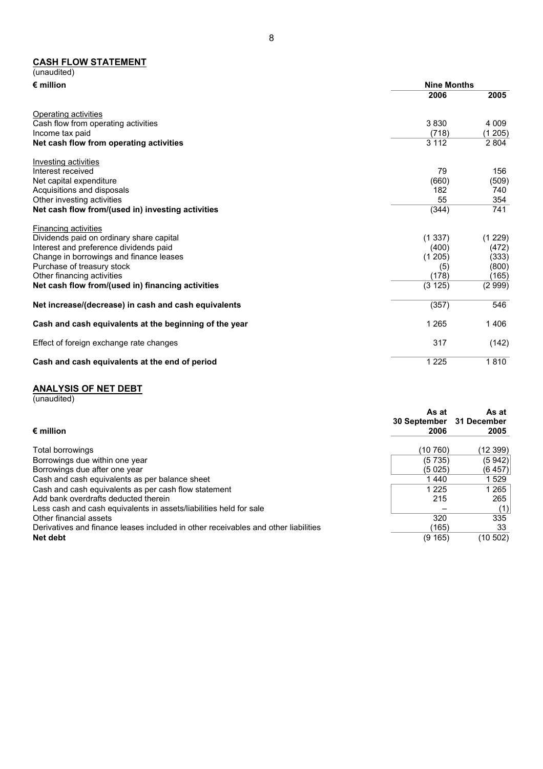## CASH FLOW STATEMENT

(unaudited)

| € million | Nine Months | |
|---|---|---|
| | 2006 | 2005 |
| Operating activities | | |
| Cash flow from operating activities | 3 830 | 4 009 |
| Income tax paid | (718) | (1 205) |
| **Net cash flow from operating activities** | 3 112 | 2 804 |
| Investing activities | | |
| Interest received | 79 | 156 |
| Net capital expenditure | (660) | (509) |
| Acquisitions and disposals | 182 | 740 |
| Other investing activities | 55 | 354 |
| **Net cash flow from/(used in) investing activities** | (344) | 741 |
| Financing activities | | |
| Dividends paid on ordinary share capital | (1 337) | (1 229) |
| Interest and preference dividends paid | (400) | (472) |
| Change in borrowings and finance leases | (1 205) | (333) |
| Purchase of treasury stock | (5) | (800) |
| Other financing activities | (178) | (165) |
| **Net cash flow from/(used in) financing activities** | (3 125) | (2 999) |
| **Net increase/(decrease) in cash and cash equivalents** | (357) | 546 |
| **Cash and cash equivalents at the beginning of the year** | 1 265 | 1 406 |
| Effect of foreign exchange rate changes | 317 | (142) |
| **Cash and cash equivalents at the end of period** | 1 225 | 1 810 |

## ANALYSIS OF NET DEBT

(unaudited)

| € million | As at 30 September 2006 | As at 31 December 2005 |
|---|---|---|
| Total borrowings | (10 760) | (12 399) |
| Borrowings due within one year | (5 735) | (5 942) |
| Borrowings due after one year | (5 025) | (6 457) |
| Cash and cash equivalents as per balance sheet | 1 440 | 1 529 |
| Cash and cash equivalents as per cash flow statement | 1 225 | 1 265 |
| Add bank overdrafts deducted therein | 215 | 265 |
| Less cash and cash equivalents in assets/liabilities held for sale | – | (1) |
| Other financial assets | 320 | 335 |
| Derivatives and finance leases included in other receivables and other liabilities | (165) | 33 |
| **Net debt** | (9 165) | (10 502) |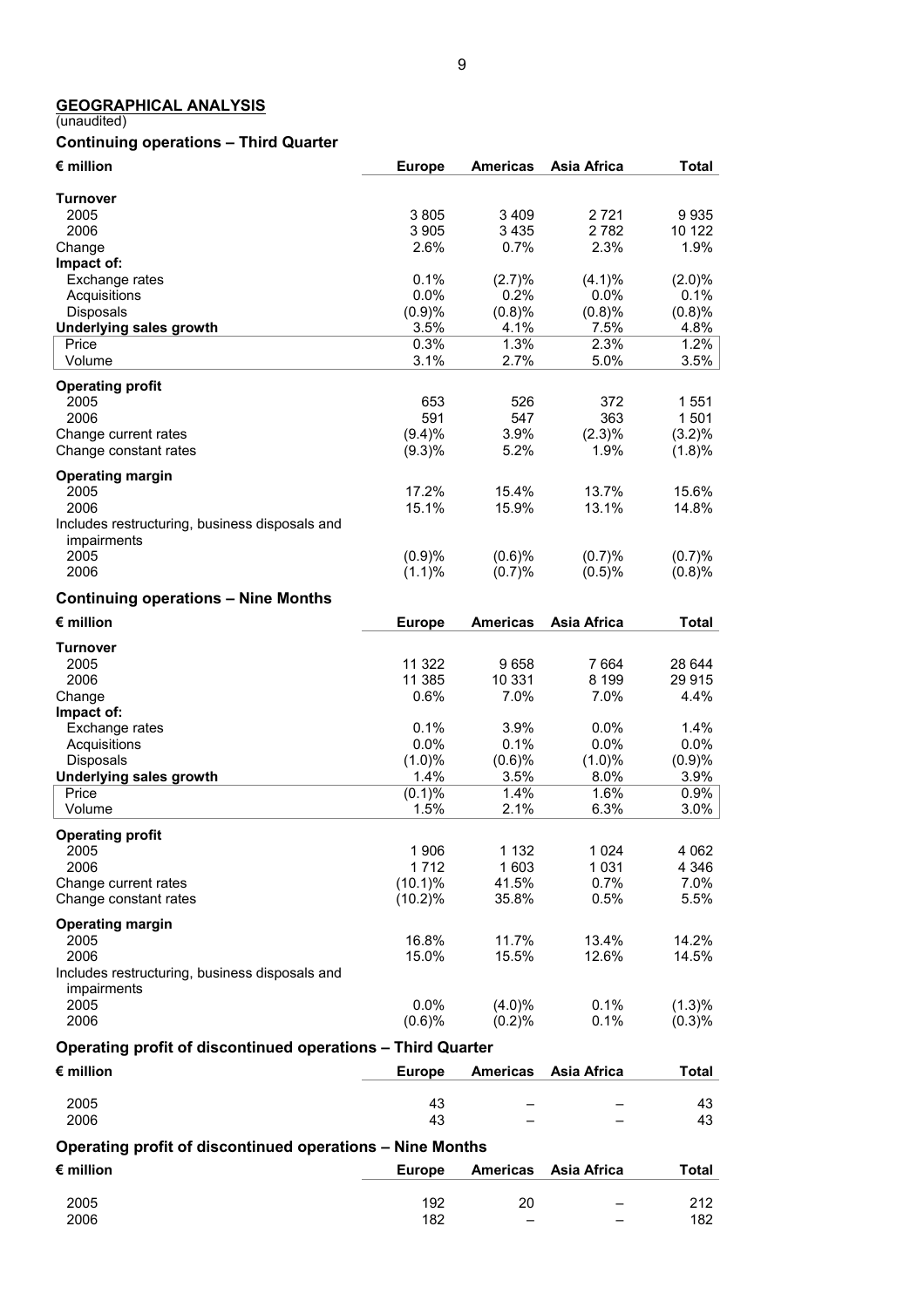## GEOGRAPHICAL ANALYSIS

(unaudited)

### Continuing operations – Third Quarter

| € million | Europe | Americas | Asia Africa | Total |
|---|---|---|---|---|
| **Turnover** | | | | |
| 2005 | 3 805 | 3 409 | 2 721 | 9 935 |
| 2006 | 3 905 | 3 435 | 2 782 | 10 122 |
| Change | 2.6% | 0.7% | 2.3% | 1.9% |
| **Impact of:** | | | | |
| Exchange rates | 0.1% | (2.7)% | (4.1)% | (2.0)% |
| Acquisitions | 0.0% | 0.2% | 0.0% | 0.1% |
| Disposals | (0.9)% | (0.8)% | (0.8)% | (0.8)% |
| **Underlying sales growth** | 3.5% | 4.1% | 7.5% | 4.8% |
| Price | 0.3% | 1.3% | 2.3% | 1.2% |
| Volume | 3.1% | 2.7% | 5.0% | 3.5% |
| **Operating profit** | | | | |
| 2005 | 653 | 526 | 372 | 1 551 |
| 2006 | 591 | 547 | 363 | 1 501 |
| Change current rates | (9.4)% | 3.9% | (2.3)% | (3.2)% |
| Change constant rates | (9.3)% | 5.2% | 1.9% | (1.8)% |
| **Operating margin** | | | | |
| 2005 | 17.2% | 15.4% | 13.7% | 15.6% |
| 2006 | 15.1% | 15.9% | 13.1% | 14.8% |
| Includes restructuring, business disposals and impairments | | | | |
| 2005 | (0.9)% | (0.6)% | (0.7)% | (0.7)% |
| 2006 | (1.1)% | (0.7)% | (0.5)% | (0.8)% |

### Continuing operations – Nine Months

| € million | Europe | Americas | Asia Africa | Total |
|---|---|---|---|---|
| **Turnover** | | | | |
| 2005 | 11 322 | 9 658 | 7 664 | 28 644 |
| 2006 | 11 385 | 10 331 | 8 199 | 29 915 |
| Change | 0.6% | 7.0% | 7.0% | 4.4% |
| **Impact of:** | | | | |
| Exchange rates | 0.1% | 3.9% | 0.0% | 1.4% |
| Acquisitions | 0.0% | 0.1% | 0.0% | 0.0% |
| Disposals | (1.0)% | (0.6)% | (1.0)% | (0.9)% |
| **Underlying sales growth** | 1.4% | 3.5% | 8.0% | 3.9% |
| Price | (0.1)% | 1.4% | 1.6% | 0.9% |
| Volume | 1.5% | 2.1% | 6.3% | 3.0% |
| **Operating profit** | | | | |
| 2005 | 1 906 | 1 132 | 1 024 | 4 062 |
| 2006 | 1 712 | 1 603 | 1 031 | 4 346 |
| Change current rates | (10.1)% | 41.5% | 0.7% | 7.0% |
| Change constant rates | (10.2)% | 35.8% | 0.5% | 5.5% |
| **Operating margin** | | | | |
| 2005 | 16.8% | 11.7% | 13.4% | 14.2% |
| 2006 | 15.0% | 15.5% | 12.6% | 14.5% |
| Includes restructuring, business disposals and impairments | | | | |
| 2005 | 0.0% | (4.0)% | 0.1% | (1.3)% |
| 2006 | (0.6)% | (0.2)% | 0.1% | (0.3)% |

### Operating profit of discontinued operations – Third Quarter

| € million | Europe | Americas | Asia Africa | Total |
|---|---|---|---|---|
| 2005 | 43 | – | – | 43 |
| 2006 | 43 | – | – | 43 |

### Operating profit of discontinued operations – Nine Months

| € million | Europe | Americas | Asia Africa | Total |
|---|---|---|---|---|
| 2005 | 192 | 20 | – | 212 |
| 2006 | 182 | – | – | 182 |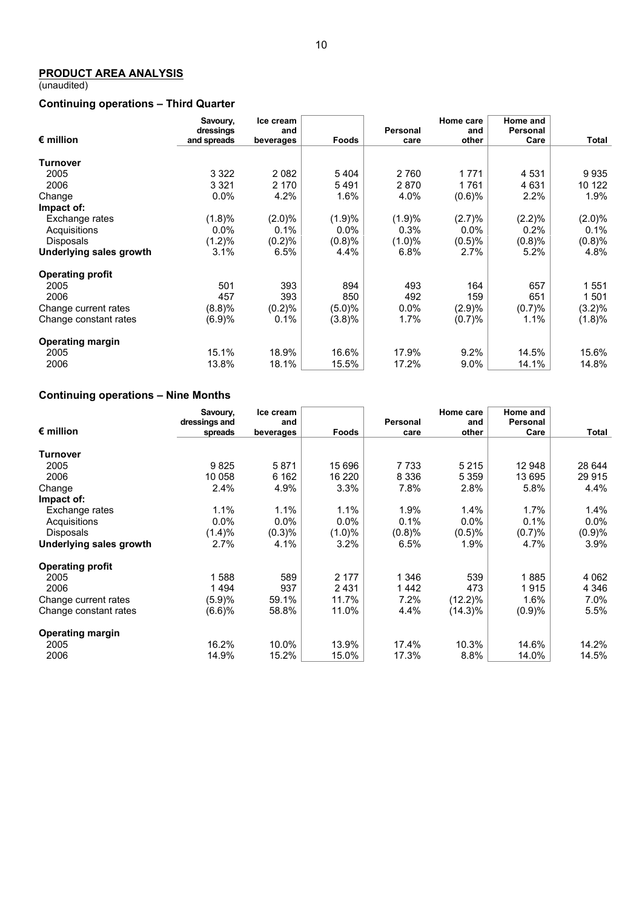## PRODUCT AREA ANALYSIS

(unaudited)

### Continuing operations – Third Quarter

| € million | Savoury, dressings and spreads | Ice cream and beverages | Foods | Personal care | Home care and other | Home and Personal Care | Total |
|---|---|---|---|---|---|---|---|
| **Turnover** | | | | | | | |
| 2005 | 3 322 | 2 082 | 5 404 | 2 760 | 1 771 | 4 531 | 9 935 |
| 2006 | 3 321 | 2 170 | 5 491 | 2 870 | 1 761 | 4 631 | 10 122 |
| Change | 0.0% | 4.2% | 1.6% | 4.0% | (0.6)% | 2.2% | 1.9% |
| **Impact of:** | | | | | | | |
| Exchange rates | (1.8)% | (2.0)% | (1.9)% | (1.9)% | (2.7)% | (2.2)% | (2.0)% |
| Acquisitions | 0.0% | 0.1% | 0.0% | 0.3% | 0.0% | 0.2% | 0.1% |
| Disposals | (1.2)% | (0.2)% | (0.8)% | (1.0)% | (0.5)% | (0.8)% | (0.8)% |
| **Underlying sales growth** | 3.1% | 6.5% | 4.4% | 6.8% | 2.7% | 5.2% | 4.8% |
| **Operating profit** | | | | | | | |
| 2005 | 501 | 393 | 894 | 493 | 164 | 657 | 1 551 |
| 2006 | 457 | 393 | 850 | 492 | 159 | 651 | 1 501 |
| Change current rates | (8.8)% | (0.2)% | (5.0)% | 0.0% | (2.9)% | (0.7)% | (3.2)% |
| Change constant rates | (6.9)% | 0.1% | (3.8)% | 1.7% | (0.7)% | 1.1% | (1.8)% |
| **Operating margin** | | | | | | | |
| 2005 | 15.1% | 18.9% | 16.6% | 17.9% | 9.2% | 14.5% | 15.6% |
| 2006 | 13.8% | 18.1% | 15.5% | 17.2% | 9.0% | 14.1% | 14.8% |

### Continuing operations – Nine Months

| € million | Savoury, dressings and spreads | Ice cream and beverages | Foods | Personal care | Home care and other | Home and Personal Care | Total |
|---|---|---|---|---|---|---|---|
| **Turnover** | | | | | | | |
| 2005 | 9 825 | 5 871 | 15 696 | 7 733 | 5 215 | 12 948 | 28 644 |
| 2006 | 10 058 | 6 162 | 16 220 | 8 336 | 5 359 | 13 695 | 29 915 |
| Change | 2.4% | 4.9% | 3.3% | 7.8% | 2.8% | 5.8% | 4.4% |
| **Impact of:** | | | | | | | |
| Exchange rates | 1.1% | 1.1% | 1.1% | 1.9% | 1.4% | 1.7% | 1.4% |
| Acquisitions | 0.0% | 0.0% | 0.0% | 0.1% | 0.0% | 0.1% | 0.0% |
| Disposals | (1.4)% | (0.3)% | (1.0)% | (0.8)% | (0.5)% | (0.7)% | (0.9)% |
| **Underlying sales growth** | 2.7% | 4.1% | 3.2% | 6.5% | 1.9% | 4.7% | 3.9% |
| **Operating profit** | | | | | | | |
| 2005 | 1 588 | 589 | 2 177 | 1 346 | 539 | 1 885 | 4 062 |
| 2006 | 1 494 | 937 | 2 431 | 1 442 | 473 | 1 915 | 4 346 |
| Change current rates | (5.9)% | 59.1% | 11.7% | 7.2% | (12.2)% | 1.6% | 7.0% |
| Change constant rates | (6.6)% | 58.8% | 11.0% | 4.4% | (14.3)% | (0.9)% | 5.5% |
| **Operating margin** | | | | | | | |
| 2005 | 16.2% | 10.0% | 13.9% | 17.4% | 10.3% | 14.6% | 14.2% |
| 2006 | 14.9% | 15.2% | 15.0% | 17.3% | 8.8% | 14.0% | 14.5% |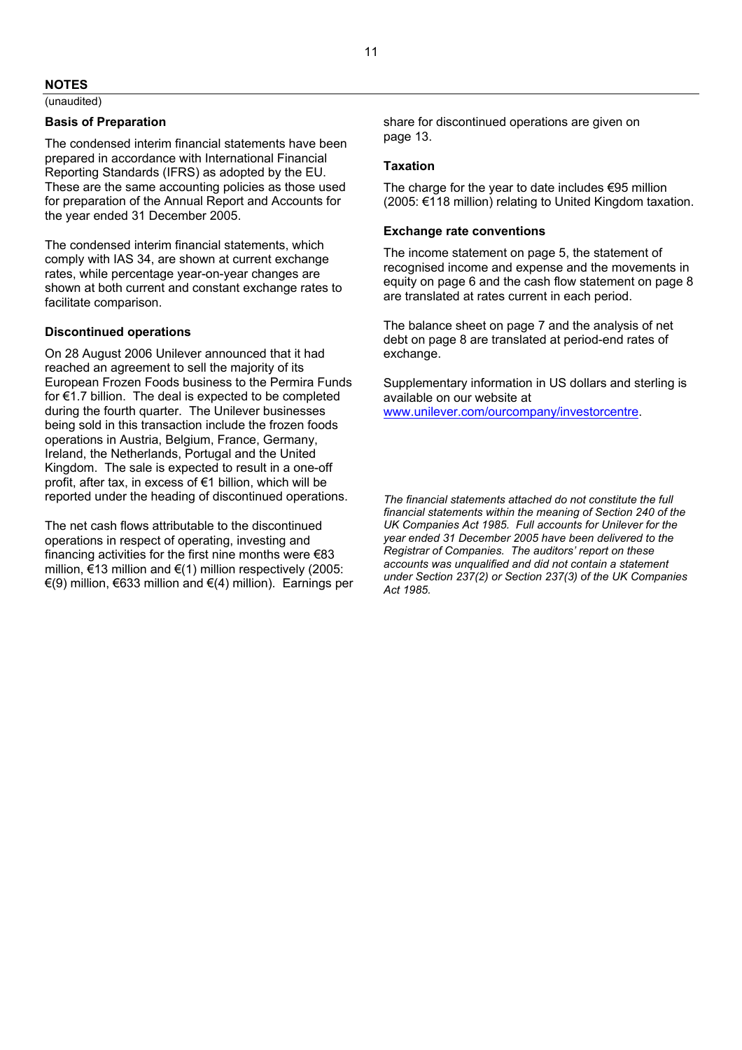## NOTES

(unaudited)

### Basis of Preparation

The condensed interim financial statements have been prepared in accordance with International Financial Reporting Standards (IFRS) as adopted by the EU. These are the same accounting policies as those used for preparation of the Annual Report and Accounts for the year ended 31 December 2005.

The condensed interim financial statements, which comply with IAS 34, are shown at current exchange rates, while percentage year-on-year changes are shown at both current and constant exchange rates to facilitate comparison.

### Discontinued operations

On 28 August 2006 Unilever announced that it had reached an agreement to sell the majority of its European Frozen Foods business to the Permira Funds for €1.7 billion. The deal is expected to be completed during the fourth quarter. The Unilever businesses being sold in this transaction include the frozen foods operations in Austria, Belgium, France, Germany, Ireland, the Netherlands, Portugal and the United Kingdom. The sale is expected to result in a one-off profit, after tax, in excess of €1 billion, which will be reported under the heading of discontinued operations.

The net cash flows attributable to the discontinued operations in respect of operating, investing and financing activities for the first nine months were €83 million, €13 million and €(1) million respectively (2005: €(9) million, €633 million and €(4) million). Earnings per share for discontinued operations are given on page 13.

### Taxation

The charge for the year to date includes €95 million (2005: €118 million) relating to United Kingdom taxation.

### Exchange rate conventions

The income statement on page 5, the statement of recognised income and expense and the movements in equity on page 6 and the cash flow statement on page 8 are translated at rates current in each period.

The balance sheet on page 7 and the analysis of net debt on page 8 are translated at period-end rates of exchange.

Supplementary information in US dollars and sterling is available on our website at www.unilever.com/ourcompany/investorcentre.

*The financial statements attached do not constitute the full financial statements within the meaning of Section 240 of the UK Companies Act 1985. Full accounts for Unilever for the year ended 31 December 2005 have been delivered to the Registrar of Companies. The auditors' report on these accounts was unqualified and did not contain a statement under Section 237(2) or Section 237(3) of the UK Companies Act 1985.*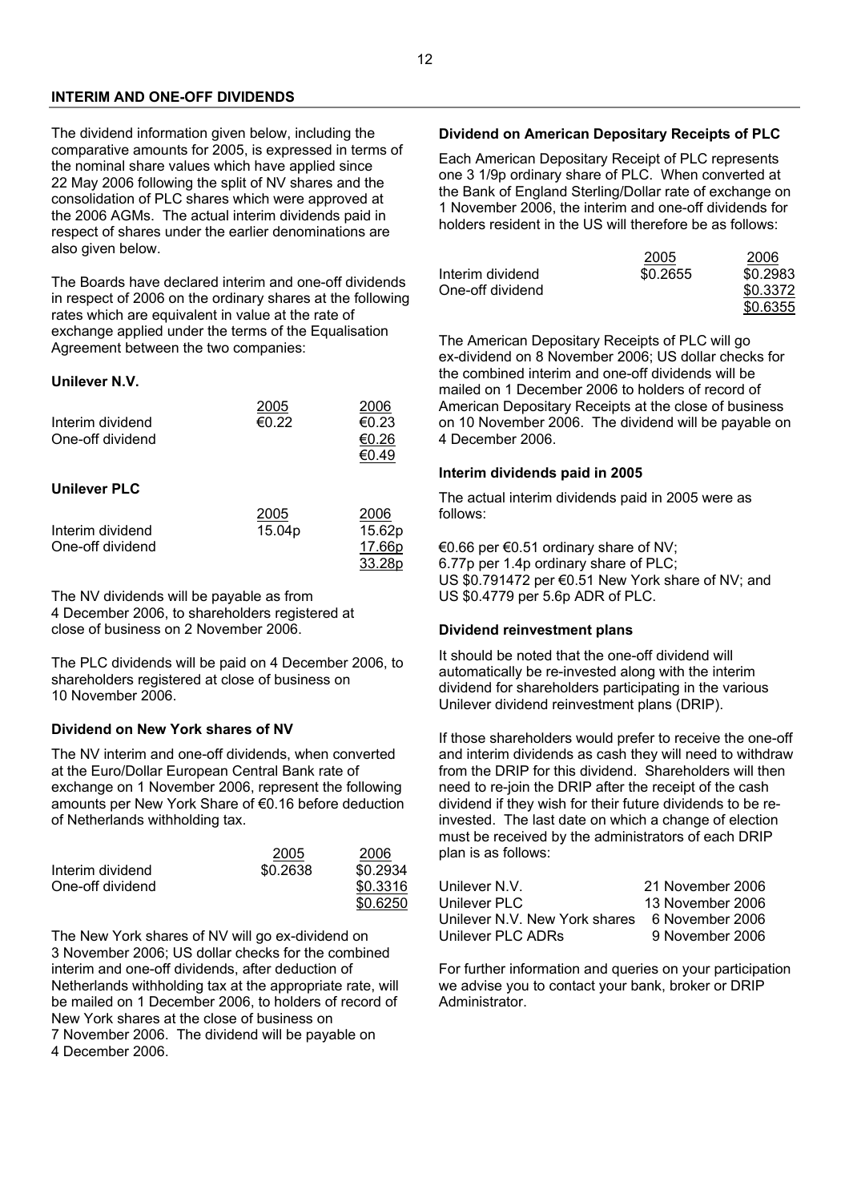## INTERIM AND ONE-OFF DIVIDENDS

The dividend information given below, including the comparative amounts for 2005, is expressed in terms of the nominal share values which have applied since 22 May 2006 following the split of NV shares and the consolidation of PLC shares which were approved at the 2006 AGMs. The actual interim dividends paid in respect of shares under the earlier denominations are also given below.

The Boards have declared interim and one-off dividends in respect of 2006 on the ordinary shares at the following rates which are equivalent in value at the rate of exchange applied under the terms of the Equalisation Agreement between the two companies:

**Unilever N.V.**

| | 2005 | 2006 |
|---|---|---|
| Interim dividend | €0.22 | €0.23 |
| One-off dividend | | €0.26 |
| | | €0.49 |

**Unilever PLC**

| | 2005 | 2006 |
|---|---|---|
| Interim dividend | 15.04p | 15.62p |
| One-off dividend | | 17.66p |
| | | 33.28p |

The NV dividends will be payable as from 4 December 2006, to shareholders registered at close of business on 2 November 2006.

The PLC dividends will be paid on 4 December 2006, to shareholders registered at close of business on 10 November 2006.

### Dividend on New York shares of NV

The NV interim and one-off dividends, when converted at the Euro/Dollar European Central Bank rate of exchange on 1 November 2006, represent the following amounts per New York Share of €0.16 before deduction of Netherlands withholding tax.

| | 2005 | 2006 |
|---|---|---|
| Interim dividend | $0.2638 | $0.2934 |
| One-off dividend | | $0.3316 |
| | | $0.6250 |

The New York shares of NV will go ex-dividend on 3 November 2006; US dollar checks for the combined interim and one-off dividends, after deduction of Netherlands withholding tax at the appropriate rate, will be mailed on 1 December 2006, to holders of record of New York shares at the close of business on 7 November 2006. The dividend will be payable on 4 December 2006.

### Dividend on American Depositary Receipts of PLC

Each American Depositary Receipt of PLC represents one 3 1/9p ordinary share of PLC. When converted at the Bank of England Sterling/Dollar rate of exchange on 1 November 2006, the interim and one-off dividends for holders resident in the US will therefore be as follows:

| | 2005 | 2006 |
|---|---|---|
| Interim dividend | $0.2655 | $0.2983 |
| One-off dividend | | $0.3372 |
| | | $0.6355 |

The American Depositary Receipts of PLC will go ex-dividend on 8 November 2006; US dollar checks for the combined interim and one-off dividends will be mailed on 1 December 2006 to holders of record of American Depositary Receipts at the close of business on 10 November 2006. The dividend will be payable on 4 December 2006.

### Interim dividends paid in 2005

The actual interim dividends paid in 2005 were as follows:

€0.66 per €0.51 ordinary share of NV;
6.77p per 1.4p ordinary share of PLC;
US $0.791472 per €0.51 New York share of NV; and
US $0.4779 per 5.6p ADR of PLC.

### Dividend reinvestment plans

It should be noted that the one-off dividend will automatically be re-invested along with the interim dividend for shareholders participating in the various Unilever dividend reinvestment plans (DRIP).

If those shareholders would prefer to receive the one-off and interim dividends as cash they will need to withdraw from the DRIP for this dividend. Shareholders will then need to re-join the DRIP after the receipt of the cash dividend if they wish for their future dividends to be re-invested. The last date on which a change of election must be received by the administrators of each DRIP plan is as follows:

| | |
|---|---|
| Unilever N.V. | 21 November 2006 |
| Unilever PLC | 13 November 2006 |
| Unilever N.V. New York shares | 6 November 2006 |
| Unilever PLC ADRs | 9 November 2006 |

For further information and queries on your participation we advise you to contact your bank, broker or DRIP Administrator.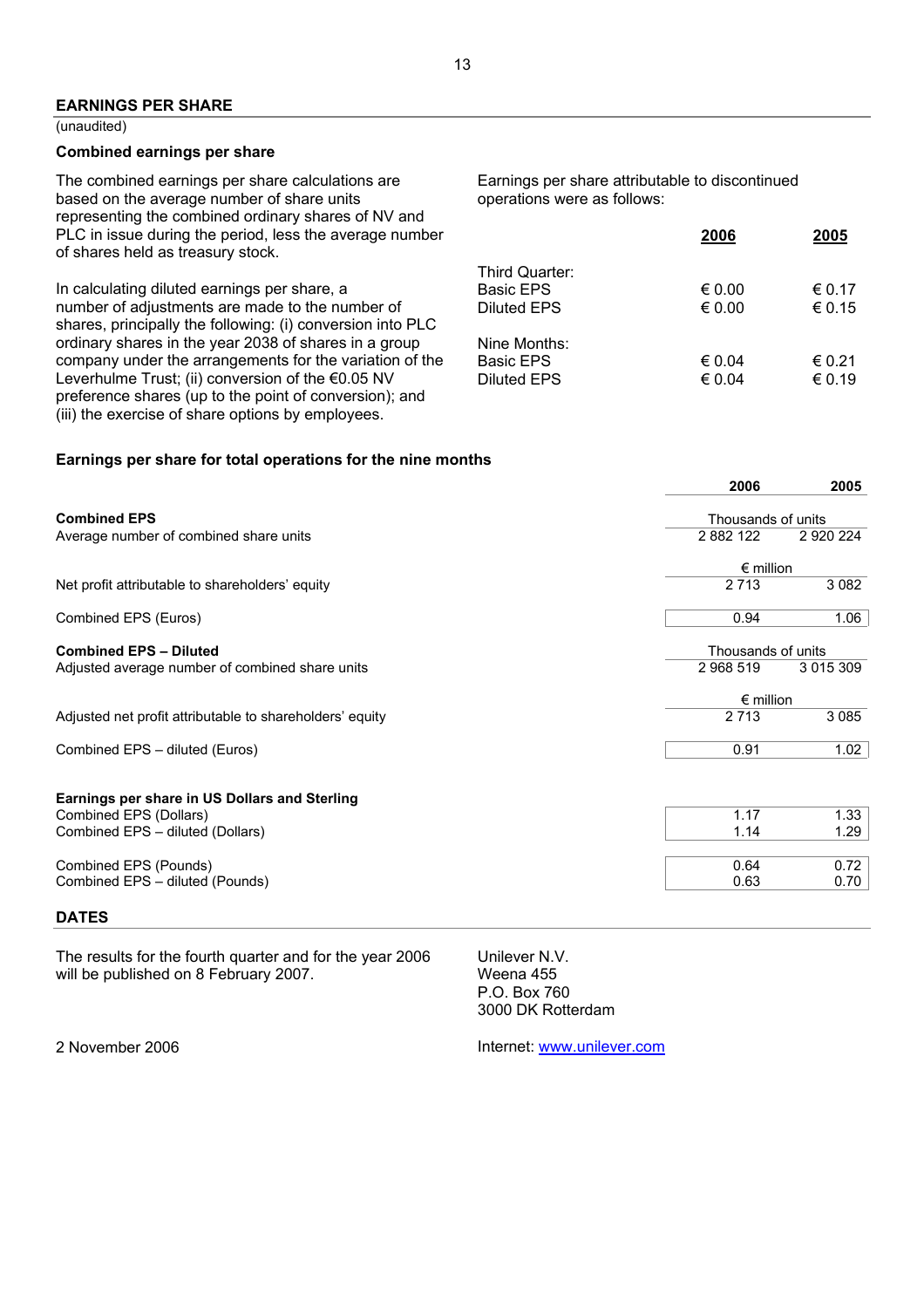## EARNINGS PER SHARE

(unaudited)

### Combined earnings per share

The combined earnings per share calculations are based on the average number of share units representing the combined ordinary shares of NV and PLC in issue during the period, less the average number of shares held as treasury stock.

In calculating diluted earnings per share, a number of adjustments are made to the number of shares, principally the following: (i) conversion into PLC ordinary shares in the year 2038 of shares in a group company under the arrangements for the variation of the Leverhulme Trust; (ii) conversion of the €0.05 NV preference shares (up to the point of conversion); and (iii) the exercise of share options by employees.

Earnings per share attributable to discontinued operations were as follows:

| | 2006 | 2005 |
|---|---|---|
| Third Quarter: | | |
| Basic EPS | € 0.00 | € 0.17 |
| Diluted EPS | € 0.00 | € 0.15 |
| Nine Months: | | |
| Basic EPS | € 0.04 | € 0.21 |
| Diluted EPS | € 0.04 | € 0.19 |

### Earnings per share for total operations for the nine months

| | 2006 | 2005 |
|---|---|---|
| **Combined EPS** | Thousands of units | |
| Average number of combined share units | 2 882 122 | 2 920 224 |
| | € million | |
| Net profit attributable to shareholders' equity | 2 713 | 3 082 |
| Combined EPS (Euros) | 0.94 | 1.06 |
| **Combined EPS – Diluted** | Thousands of units | |
| Adjusted average number of combined share units | 2 968 519 | 3 015 309 |
| | € million | |
| Adjusted net profit attributable to shareholders' equity | 2 713 | 3 085 |
| Combined EPS – diluted (Euros) | 0.91 | 1.02 |
| **Earnings per share in US Dollars and Sterling** | | |
| Combined EPS (Dollars) | 1.17 | 1.33 |
| Combined EPS – diluted (Dollars) | 1.14 | 1.29 |
| Combined EPS (Pounds) | 0.64 | 0.72 |
| Combined EPS – diluted (Pounds) | 0.63 | 0.70 |

## DATES

The results for the fourth quarter and for the year 2006 will be published on 8 February 2007.

Unilever N.V.
Weena 455
P.O. Box 760
3000 DK Rotterdam

2 November 2006

Internet: www.unilever.com